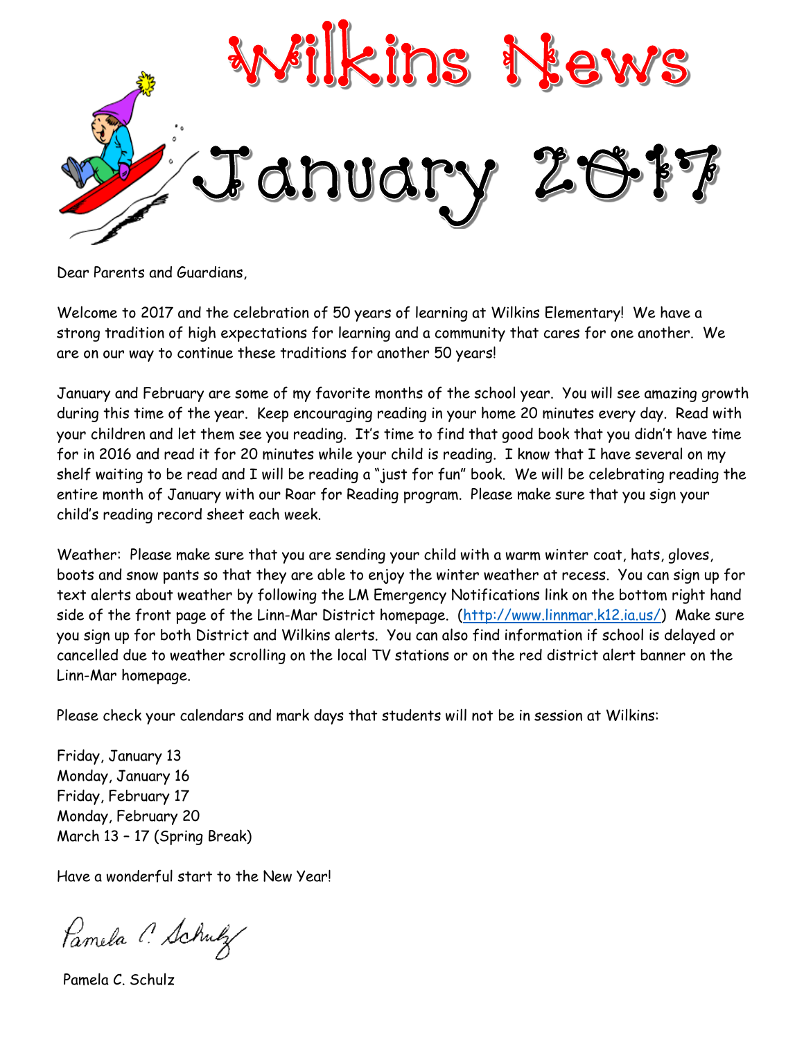# Wilkins News

# January 2017

Dear Parents and Guardians,

Welcome to 2017 and the celebration of 50 years of learning at Wilkins Elementary! We have a strong tradition of high expectations for learning and a community that cares for one another. We are on our way to continue these traditions for another 50 years!

January and February are some of my favorite months of the school year. You will see amazing growth during this time of the year. Keep encouraging reading in your home 20 minutes every day. Read with your children and let them see you reading. It's time to find that good book that you didn't have time for in 2016 and read it for 20 minutes while your child is reading. I know that I have several on my shelf waiting to be read and I will be reading a "just for fun" book. We will be celebrating reading the entire month of January with our Roar for Reading program. Please make sure that you sign your child's reading record sheet each week.

Weather: Please make sure that you are sending your child with a warm winter coat, hats, gloves, boots and snow pants so that they are able to enjoy the winter weather at recess. You can sign up for text alerts about weather by following the LM Emergency Notifications link on the bottom right hand side of the front page of the Linn-Mar District homepage. (http://www.linnmar.k12.ia.us/) Make sure you sign up for both District and Wilkins alerts. You can also find information if school is delayed or cancelled due to weather scrolling on the local TV stations or on the red district alert banner on the Linn-Mar homepage.

Please check your calendars and mark days that students will not be in session at Wilkins:

Friday, January 13
Monday, January 16
Friday, February 17
Monday, February 20
March 13 – 17 (Spring Break)

Have a wonderful start to the New Year!

Pamela C. Schulz

Pamela C. Schulz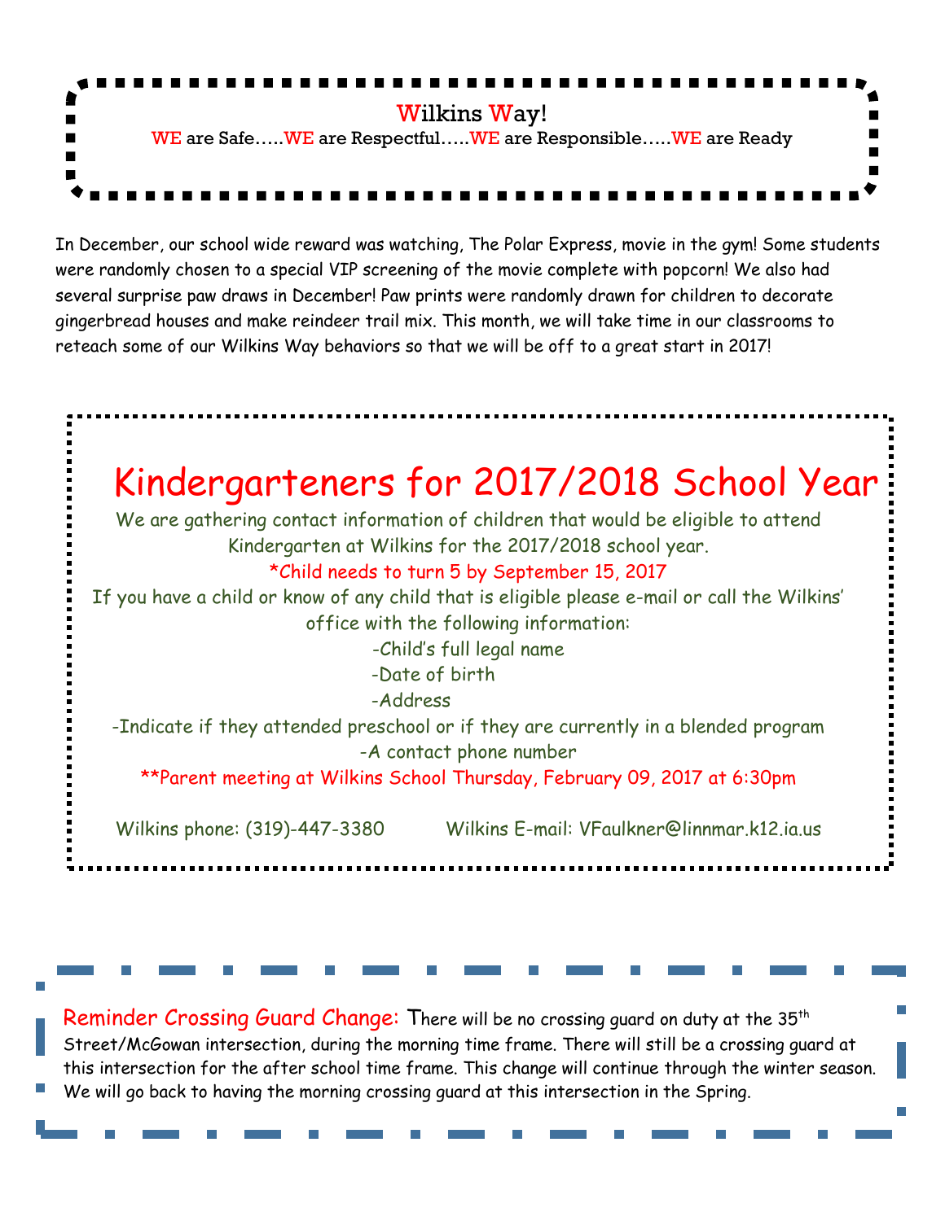## Wilkins Way!

WE are Safe…..WE are Respectful…..WE are Responsible…..WE are Ready

In December, our school wide reward was watching, The Polar Express, movie in the gym! Some students were randomly chosen to a special VIP screening of the movie complete with popcorn! We also had several surprise paw draws in December! Paw prints were randomly drawn for children to decorate gingerbread houses and make reindeer trail mix. This month, we will take time in our classrooms to reteach some of our Wilkins Way behaviors so that we will be off to a great start in 2017!

## Kindergarteners for 2017/2018 School Year

We are gathering contact information of children that would be eligible to attend Kindergarten at Wilkins for the 2017/2018 school year.

*Child needs to turn 5 by September 15, 2017

If you have a child or know of any child that is eligible please e-mail or call the Wilkins' office with the following information:

-Child's full legal name
-Date of birth
-Address
-Indicate if they attended preschool or if they are currently in a blended program
-A contact phone number

**Parent meeting at Wilkins School Thursday, February 09, 2017 at 6:30pm

Wilkins phone: (319)-447-3380 Wilkins E-mail: VFaulkner@linnmar.k12.ia.us

Reminder Crossing Guard Change: There will be no crossing guard on duty at the 35th Street/McGowan intersection, during the morning time frame. There will still be a crossing guard at this intersection for the after school time frame. This change will continue through the winter season. We will go back to having the morning crossing guard at this intersection in the Spring.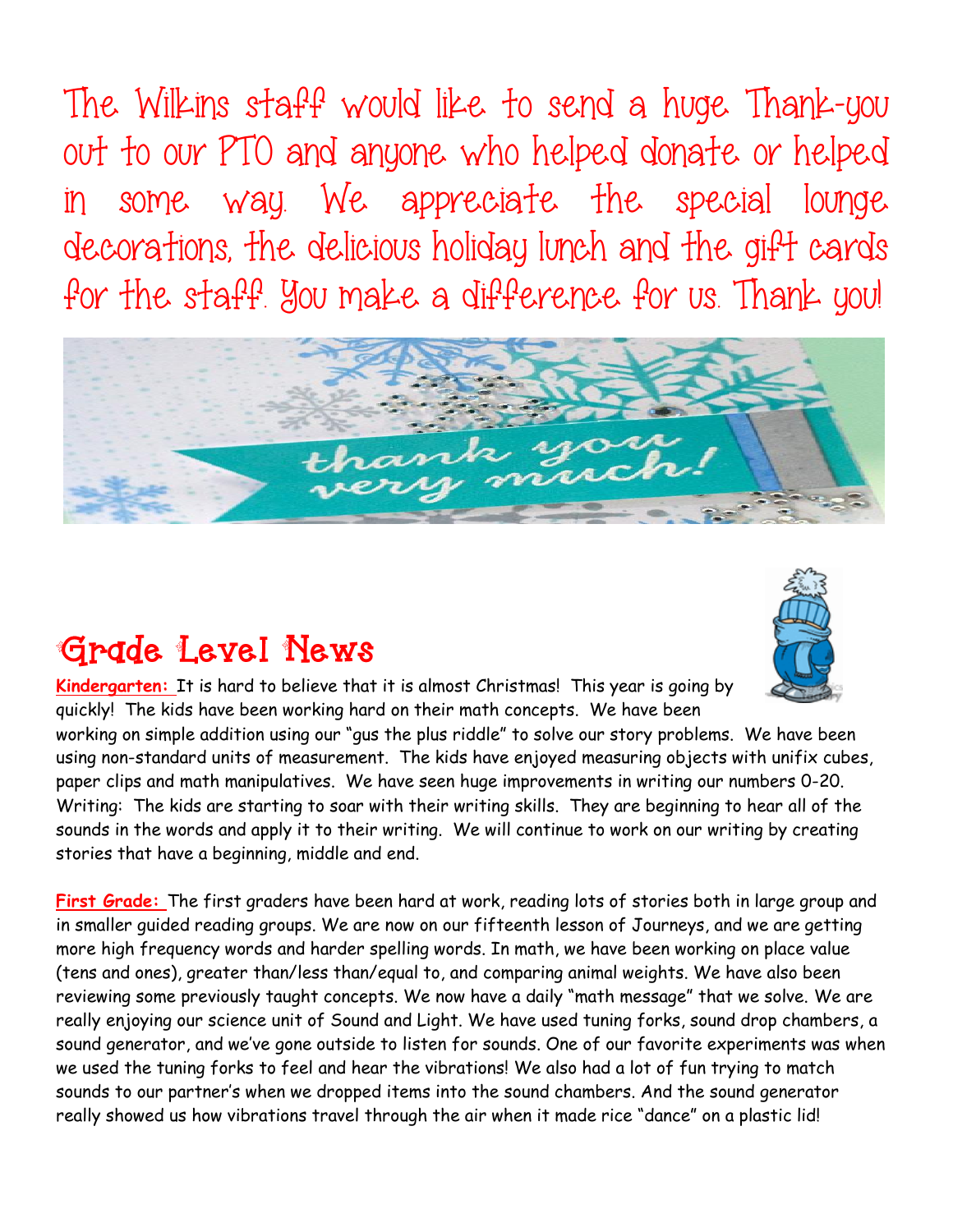The Wilkins staff would like to send a huge Thank-you out to our PTO and anyone who helped donate or helped in some way. We appreciate the special lounge decorations, the delicious holiday lunch and the gift cards for the staff. You make a difference for us. Thank you!

## Grade Level News

**Kindergarten:** It is hard to believe that it is almost Christmas! This year is going by quickly! The kids have been working hard on their math concepts. We have been working on simple addition using our "gus the plus riddle" to solve our story problems. We have been using non-standard units of measurement. The kids have enjoyed measuring objects with unifix cubes, paper clips and math manipulatives. We have seen huge improvements in writing our numbers 0-20. Writing: The kids are starting to soar with their writing skills. They are beginning to hear all of the sounds in the words and apply it to their writing. We will continue to work on our writing by creating stories that have a beginning, middle and end.

**First Grade:** The first graders have been hard at work, reading lots of stories both in large group and in smaller guided reading groups. We are now on our fifteenth lesson of Journeys, and we are getting more high frequency words and harder spelling words. In math, we have been working on place value (tens and ones), greater than/less than/equal to, and comparing animal weights. We have also been reviewing some previously taught concepts. We now have a daily "math message" that we solve. We are really enjoying our science unit of Sound and Light. We have used tuning forks, sound drop chambers, a sound generator, and we've gone outside to listen for sounds. One of our favorite experiments was when we used the tuning forks to feel and hear the vibrations! We also had a lot of fun trying to match sounds to our partner's when we dropped items into the sound chambers. And the sound generator really showed us how vibrations travel through the air when it made rice "dance" on a plastic lid!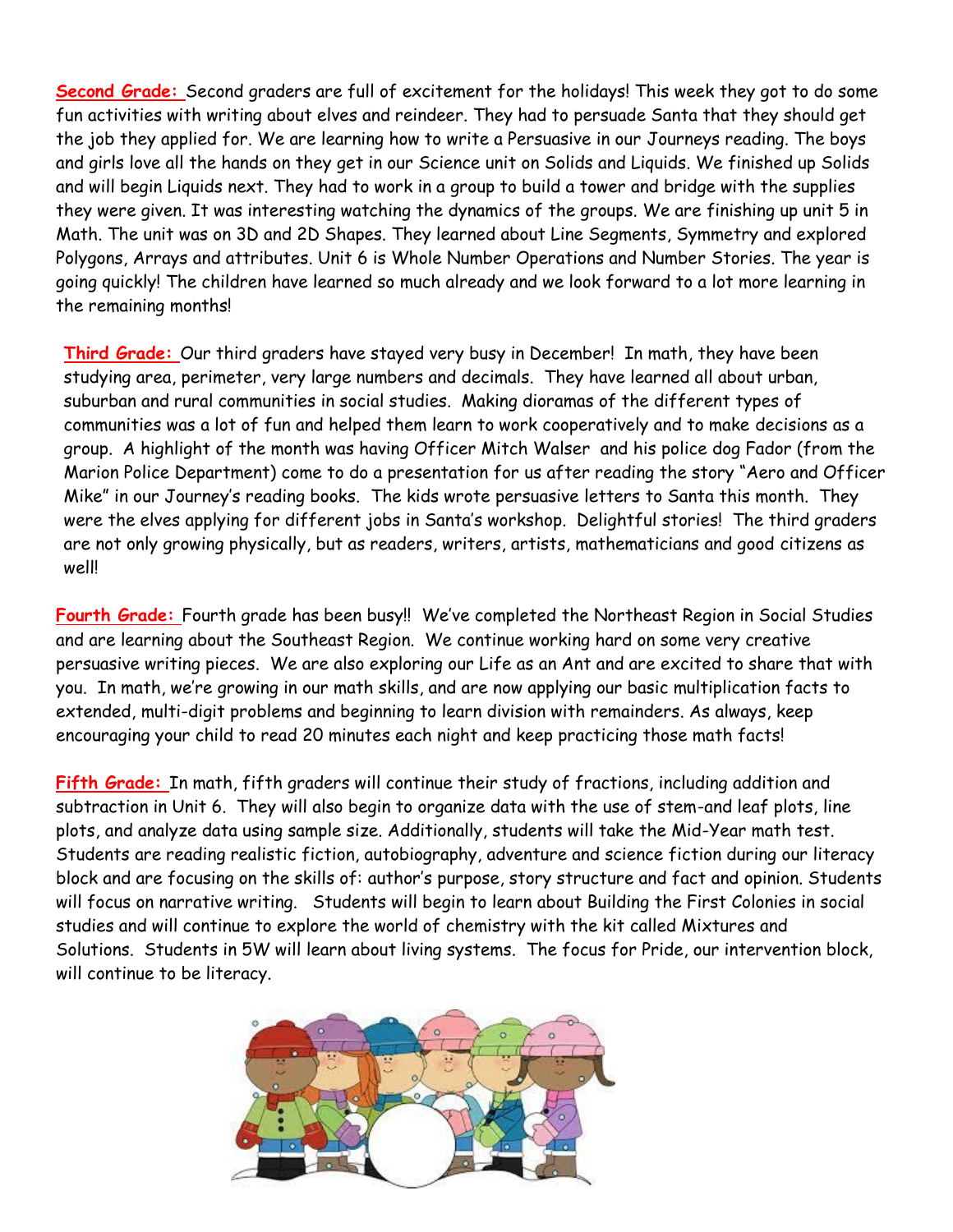**Second Grade:** Second graders are full of excitement for the holidays! This week they got to do some fun activities with writing about elves and reindeer. They had to persuade Santa that they should get the job they applied for. We are learning how to write a Persuasive in our Journeys reading. The boys and girls love all the hands on they get in our Science unit on Solids and Liquids. We finished up Solids and will begin Liquids next. They had to work in a group to build a tower and bridge with the supplies they were given. It was interesting watching the dynamics of the groups. We are finishing up unit 5 in Math. The unit was on 3D and 2D Shapes. They learned about Line Segments, Symmetry and explored Polygons, Arrays and attributes. Unit 6 is Whole Number Operations and Number Stories. The year is going quickly! The children have learned so much already and we look forward to a lot more learning in the remaining months!

**Third Grade:** Our third graders have stayed very busy in December! In math, they have been studying area, perimeter, very large numbers and decimals. They have learned all about urban, suburban and rural communities in social studies. Making dioramas of the different types of communities was a lot of fun and helped them learn to work cooperatively and to make decisions as a group. A highlight of the month was having Officer Mitch Walser and his police dog Fador (from the Marion Police Department) come to do a presentation for us after reading the story "Aero and Officer Mike" in our Journey's reading books. The kids wrote persuasive letters to Santa this month. They were the elves applying for different jobs in Santa's workshop. Delightful stories! The third graders are not only growing physically, but as readers, writers, artists, mathematicians and good citizens as well!

**Fourth Grade:** Fourth grade has been busy!! We've completed the Northeast Region in Social Studies and are learning about the Southeast Region. We continue working hard on some very creative persuasive writing pieces. We are also exploring our Life as an Ant and are excited to share that with you. In math, we're growing in our math skills, and are now applying our basic multiplication facts to extended, multi-digit problems and beginning to learn division with remainders. As always, keep encouraging your child to read 20 minutes each night and keep practicing those math facts!

**Fifth Grade:** In math, fifth graders will continue their study of fractions, including addition and subtraction in Unit 6. They will also begin to organize data with the use of stem-and leaf plots, line plots, and analyze data using sample size. Additionally, students will take the Mid-Year math test. Students are reading realistic fiction, autobiography, adventure and science fiction during our literacy block and are focusing on the skills of: author's purpose, story structure and fact and opinion. Students will focus on narrative writing. Students will begin to learn about Building the First Colonies in social studies and will continue to explore the world of chemistry with the kit called Mixtures and Solutions. Students in 5W will learn about living systems. The focus for Pride, our intervention block, will continue to be literacy.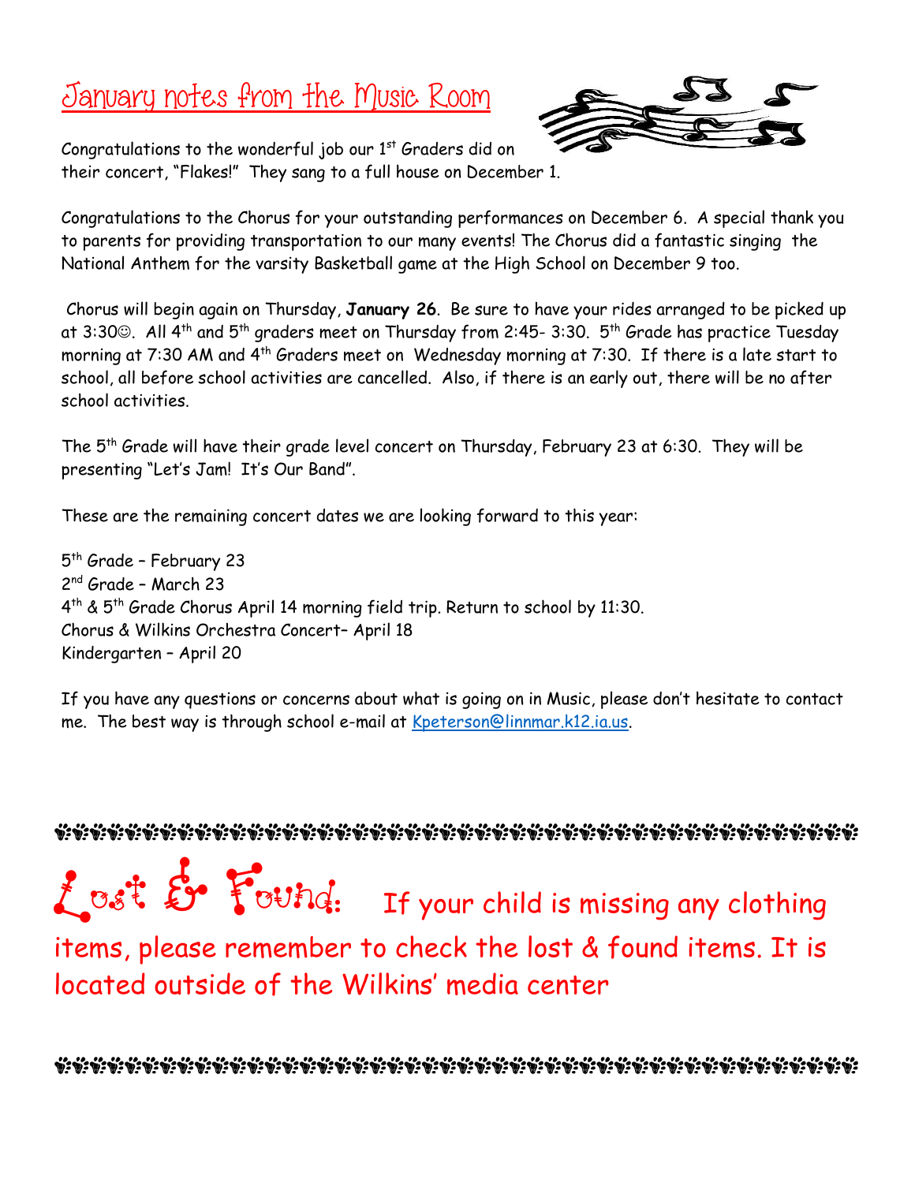# January notes from the Music Room

Congratulations to the wonderful job our 1st Graders did on their concert, "Flakes!" They sang to a full house on December 1.

Congratulations to the Chorus for your outstanding performances on December 6. A special thank you to parents for providing transportation to our many events! The Chorus did a fantastic singing the National Anthem for the varsity Basketball game at the High School on December 9 too.

Chorus will begin again on Thursday, **January 26**. Be sure to have your rides arranged to be picked up at 3:30☺. All 4th and 5th graders meet on Thursday from 2:45- 3:30. 5th Grade has practice Tuesday morning at 7:30 AM and 4th Graders meet on Wednesday morning at 7:30. If there is a late start to school, all before school activities are cancelled. Also, if there is an early out, there will be no after school activities.

The 5th Grade will have their grade level concert on Thursday, February 23 at 6:30. They will be presenting "Let's Jam! It's Our Band".

These are the remaining concert dates we are looking forward to this year:

5th Grade – February 23
2nd Grade – March 23
4th & 5th Grade Chorus April 14 morning field trip. Return to school by 11:30.
Chorus & Wilkins Orchestra Concert– April 18
Kindergarten – April 20

If you have any questions or concerns about what is going on in Music, please don't hesitate to contact me. The best way is through school e-mail at Kpeterson@linnmar.k12.ia.us.

---

**Lost & Found:** If your child is missing any clothing items, please remember to check the lost & found items. It is located outside of the Wilkins' media center

---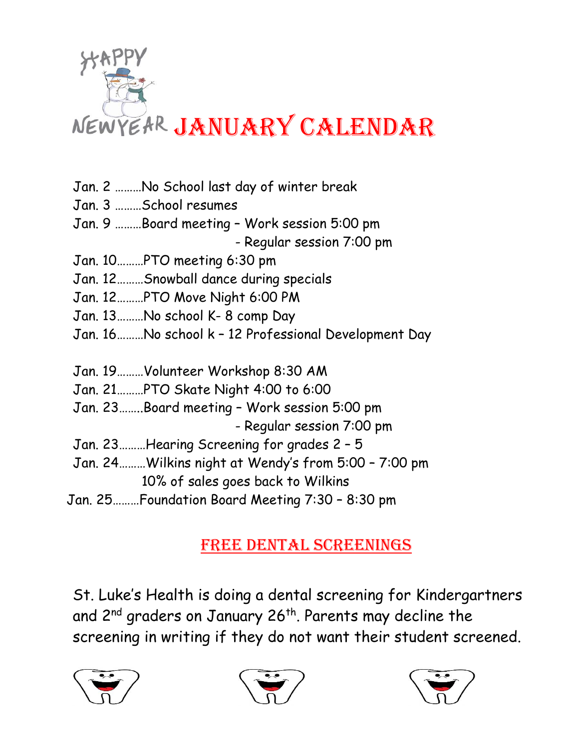HAPPY NEW YEAR

# JANUARY CALENDAR

Jan. 2 ………No School last day of winter break
Jan. 3 ………School resumes
Jan. 9 ………Board meeting – Work session 5:00 pm
- Regular session 7:00 pm

Jan. 10………PTO meeting 6:30 pm
Jan. 12………Snowball dance during specials
Jan. 12………PTO Move Night 6:00 PM
Jan. 13………No school K- 8 comp Day
Jan. 16………No school k – 12 Professional Development Day

Jan. 19………Volunteer Workshop 8:30 AM
Jan. 21………PTO Skate Night 4:00 to 6:00
Jan. 23……..Board meeting – Work session 5:00 pm
- Regular session 7:00 pm

Jan. 23………Hearing Screening for grades 2 – 5
Jan. 24………Wilkins night at Wendy's from 5:00 – 7:00 pm
10% of sales goes back to Wilkins
Jan. 25………Foundation Board Meeting 7:30 – 8:30 pm

## FREE DENTAL SCREENINGS

St. Luke's Health is doing a dental screening for Kindergartners and 2nd graders on January 26th. Parents may decline the screening in writing if they do not want their student screened.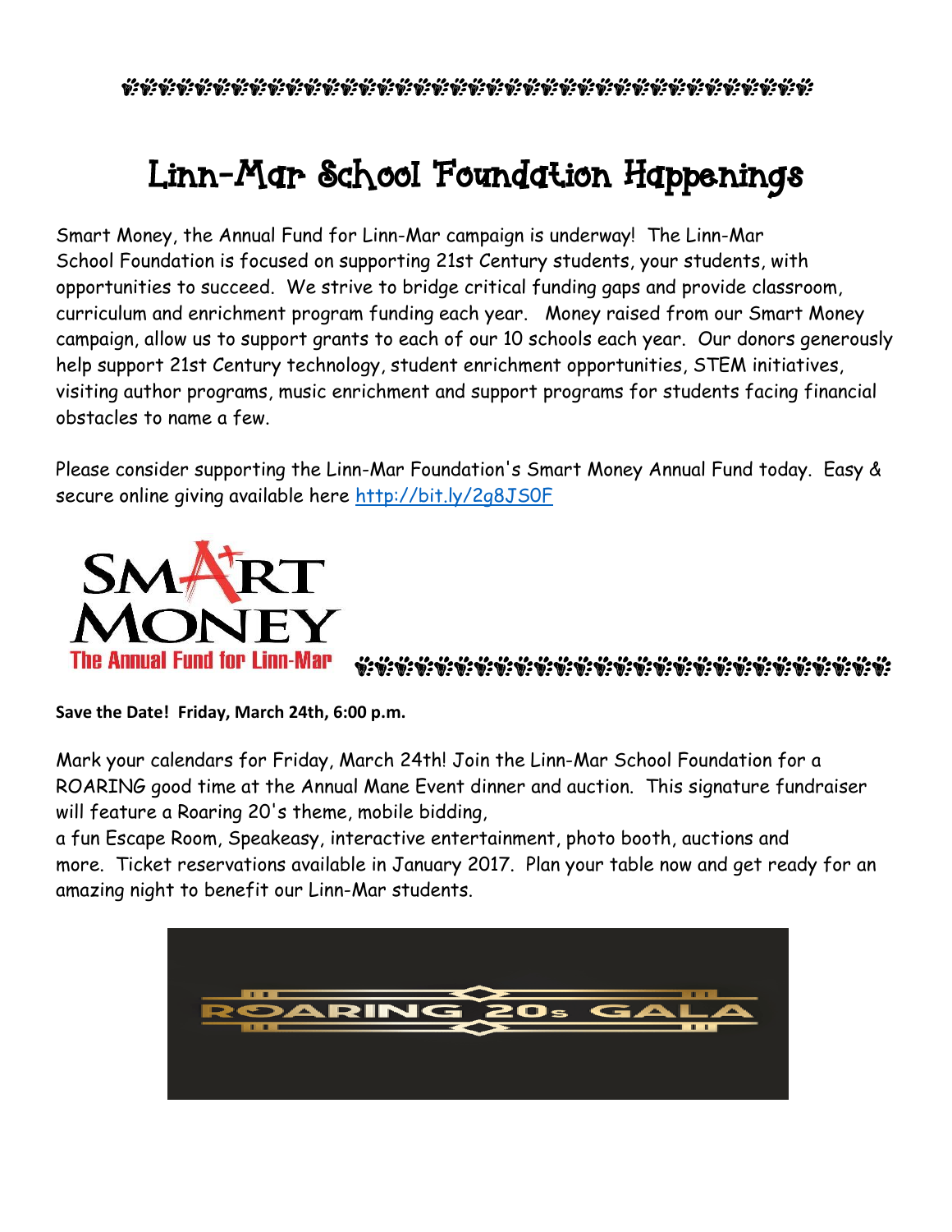# Linn-Mar School Foundation Happenings

Smart Money, the Annual Fund for Linn-Mar campaign is underway! The Linn-Mar School Foundation is focused on supporting 21st Century students, your students, with opportunities to succeed. We strive to bridge critical funding gaps and provide classroom, curriculum and enrichment program funding each year. Money raised from our Smart Money campaign, allow us to support grants to each of our 10 schools each year. Our donors generously help support 21st Century technology, student enrichment opportunities, STEM initiatives, visiting author programs, music enrichment and support programs for students facing financial obstacles to name a few.

Please consider supporting the Linn-Mar Foundation's Smart Money Annual Fund today. Easy & secure online giving available here http://bit.ly/2g8JS0F

SMART MONEY
The Annual Fund for Linn-Mar

**Save the Date! Friday, March 24th, 6:00 p.m.**

Mark your calendars for Friday, March 24th! Join the Linn-Mar School Foundation for a ROARING good time at the Annual Mane Event dinner and auction. This signature fundraiser will feature a Roaring 20's theme, mobile bidding, a fun Escape Room, Speakeasy, interactive entertainment, photo booth, auctions and more. Ticket reservations available in January 2017. Plan your table now and get ready for an amazing night to benefit our Linn-Mar students.

ROARING 20s GALA